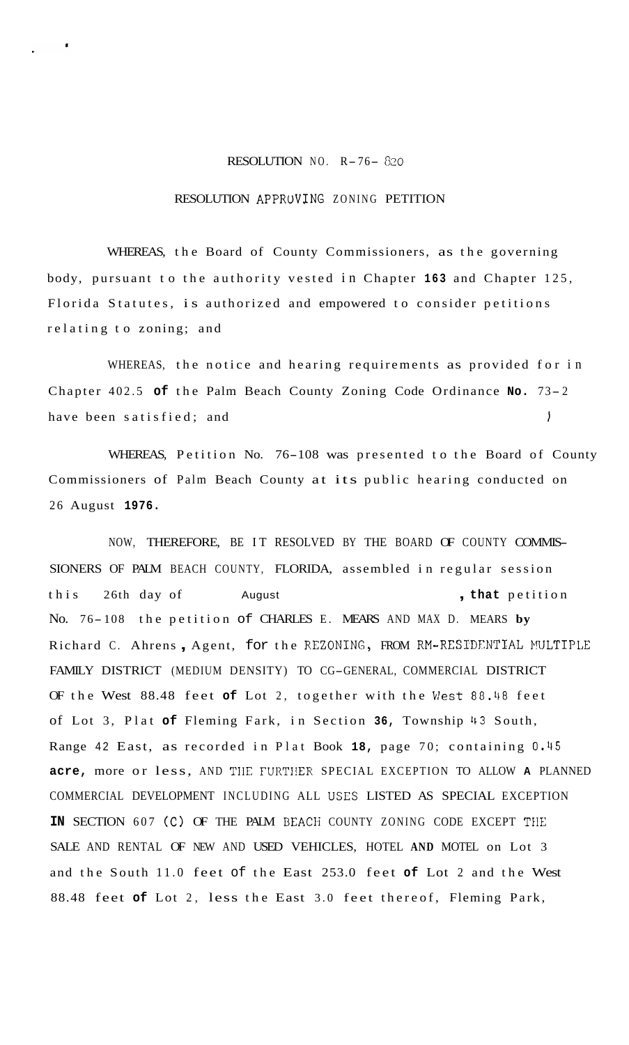RESOLUTION NO. R-76- 820

RESOLUTION APPROVING ZONING PETITION

WHEREAS, the Board of County Commissioners, as the governing body, pursuant to the authority vested in Chapter 163 and Chapter 125, Florida Statutes, is authorized and empowered to consider petitions relating to zoning; and

WHEREAS, the notice and hearing requirements as provided for in Chapter 402.5 of the Palm Beach County Zoning Code Ordinance No. 73-2 have been satisfied; and

WHEREAS, Petition No. 76-108 was presented to the Board of County Commissioners of Palm Beach County at its public hearing conducted on 26 August 1976.

NOW, THEREFORE, BE IT RESOLVED BY THE BOARD OF COUNTY COMMISSIONERS OF PALM BEACH COUNTY, FLORIDA, assembled in regular session this 26th day of August, that petition No. 76-108 the petition of CHARLES E. MEARS AND MAX D. MEARS by Richard C. Ahrens, Agent, for the REZONING, FROM RM-RESIDENTIAL MULTIPLE FAMILY DISTRICT (MEDIUM DENSITY) TO CG-GENERAL, COMMERCIAL DISTRICT OF the West 88.48 feet of Lot 2, together with the West 88.48 feet of Lot 3, Plat of Fleming Fark, in Section 36, Township 43 South, Range 42 East, as recorded in Plat Book 18, page 70; containing 0.45 acre, more or less, AND THE FURTHER SPECIAL EXCEPTION TO ALLOW A PLANNED COMMERCIAL DEVELOPMENT INCLUDING ALL USES LISTED AS SPECIAL EXCEPTION IN SECTION 607 (C) OF THE PALM BEACH COUNTY ZONING CODE EXCEPT THE SALE AND RENTAL OF NEW AND USED VEHICLES, HOTEL AND MOTEL on Lot 3 and the South 11.0 feet of the East 253.0 feet of Lot 2 and the West 88.48 feet of Lot 2, less the East 3.0 feet thereof, Fleming Park,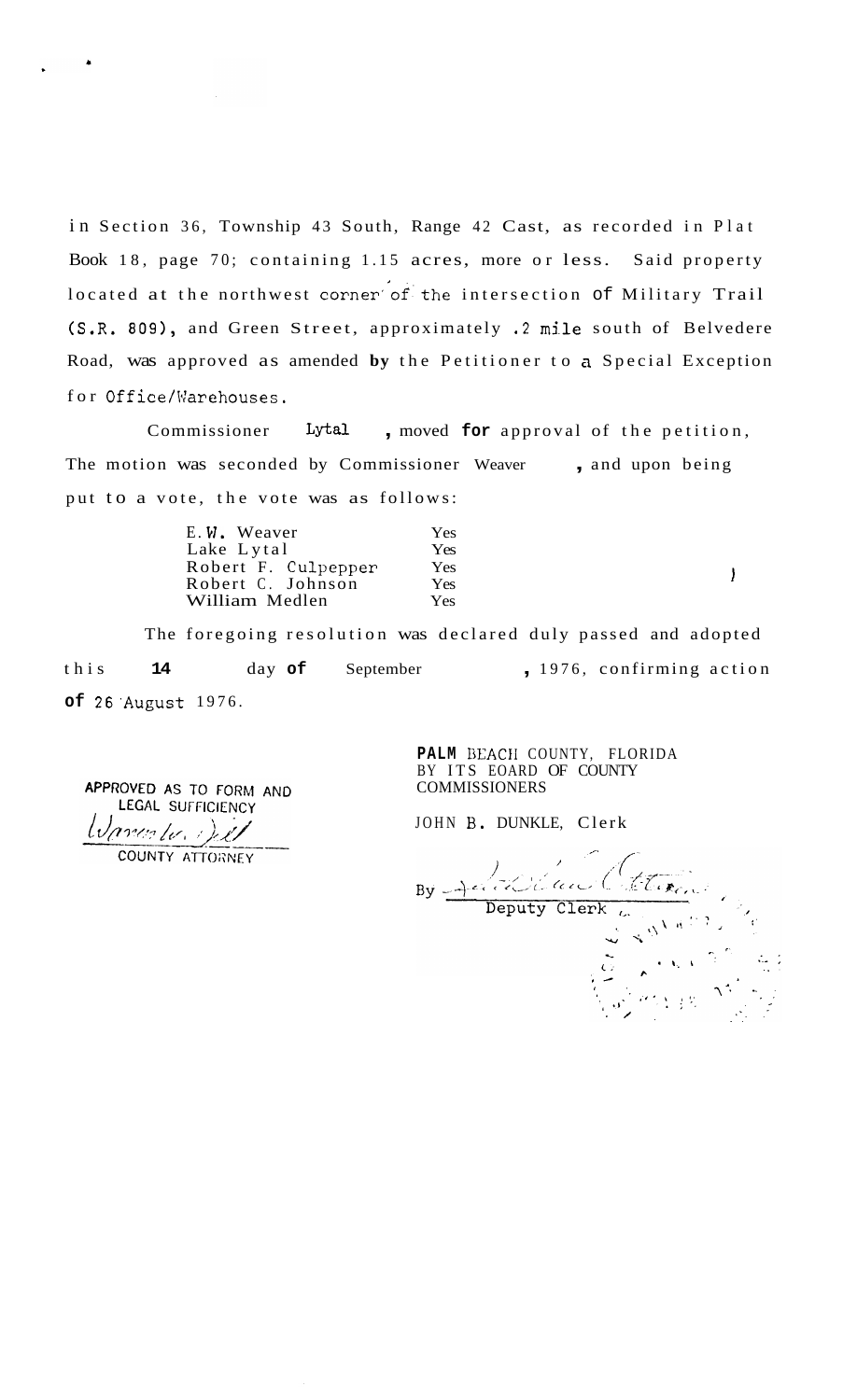in Section 36, Township 43 South, Range 42 Cast, as recorded in Plat Book 18, page 70; containing 1.15 acres, more or less. Said property located at the northwest corner of the intersection of Military Trail (S.R. 809), and Green Street, approximately .2 mile south of Belvedere Road, was approved as amended by the Petitioner to a Special Exception for Office/Warehouses.

Commissioner Lytal, moved for approval of the petition, The motion was seconded by Commissioner Weaver, and upon being put to a vote, the vote was as follows:

| | |
|---|---|
| E.W. Weaver | Yes |
| Lake Lytal | Yes |
| Robert F. Culpepper | Yes |
| Robert C. Johnson | Yes |
| William Medlen | Yes |

The foregoing resolution was declared duly passed and adopted this **14** day **of** September, 1976, confirming action **of** 26 August 1976.

APPROVED AS TO FORM AND LEGAL SUFFICIENCY

COUNTY ATTORNEY

PALM BEACH COUNTY, FLORIDA
BY ITS BOARD OF COUNTY COMMISSIONERS

JOHN B. DUNKLE, Clerk

By
Deputy Clerk